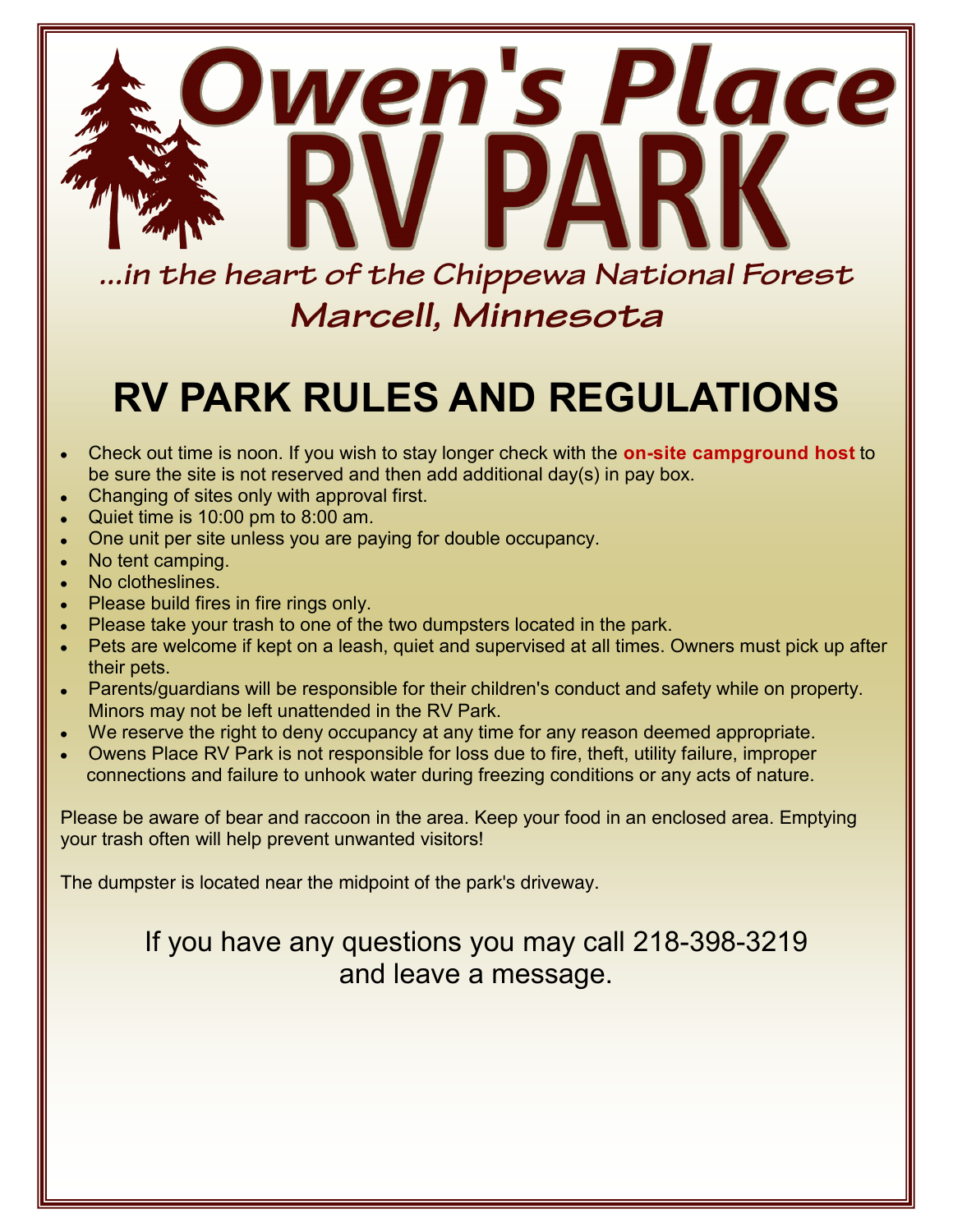# Owen's Place RV PARK

*...in the heart of the Chippewa National Forest*

*Marcell, Minnesota*

## RV PARK RULES AND REGULATIONS

- Check out time is noon. If you wish to stay longer check with the **on-site campground host** to be sure the site is not reserved and then add additional day(s) in pay box.
- Changing of sites only with approval first.
- Quiet time is 10:00 pm to 8:00 am.
- One unit per site unless you are paying for double occupancy.
- No tent camping.
- No clotheslines.
- Please build fires in fire rings only.
- Please take your trash to one of the two dumpsters located in the park.
- Pets are welcome if kept on a leash, quiet and supervised at all times. Owners must pick up after their pets.
- Parents/guardians will be responsible for their children's conduct and safety while on property. Minors may not be left unattended in the RV Park.
- We reserve the right to deny occupancy at any time for any reason deemed appropriate.
- Owens Place RV Park is not responsible for loss due to fire, theft, utility failure, improper connections and failure to unhook water during freezing conditions or any acts of nature.

Please be aware of bear and raccoon in the area. Keep your food in an enclosed area. Emptying your trash often will help prevent unwanted visitors!

The dumpster is located near the midpoint of the park's driveway.

If you have any questions you may call 218-398-3219 and leave a message.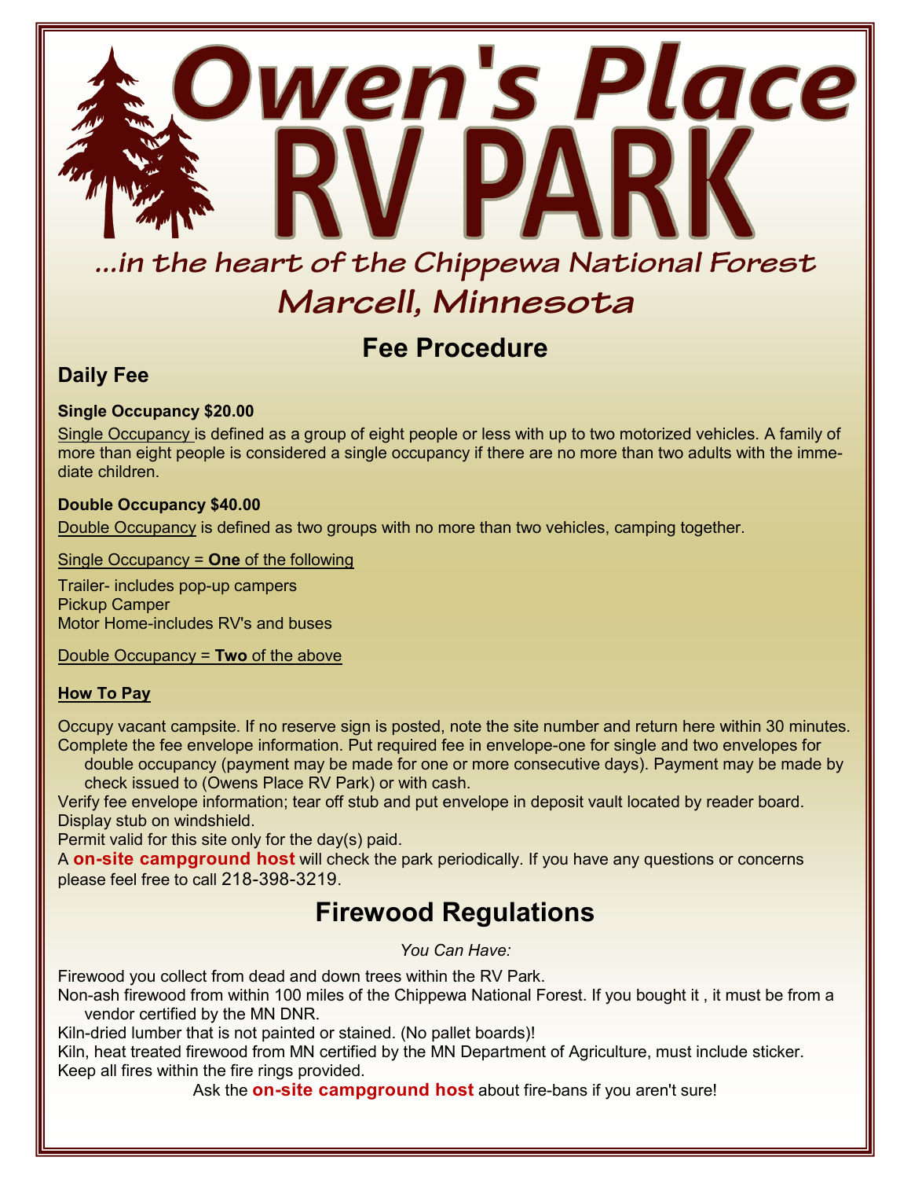# Owen's Place RV PARK

...in the heart of the Chippewa National Forest

Marcell, Minnesota

## Fee Procedure

### Daily Fee

**Single Occupancy $20.00**

Single Occupancy is defined as a group of eight people or less with up to two motorized vehicles. A family of more than eight people is considered a single occupancy if there are no more than two adults with the immediate children.

**Double Occupancy $40.00**

Double Occupancy is defined as two groups with no more than two vehicles, camping together.

Single Occupancy = **One** of the following

Trailer- includes pop-up campers
Pickup Camper
Motor Home-includes RV's and buses

Double Occupancy = **Two** of the above

**How To Pay**

Occupy vacant campsite. If no reserve sign is posted, note the site number and return here within 30 minutes.
Complete the fee envelope information. Put required fee in envelope-one for single and two envelopes for double occupancy (payment may be made for one or more consecutive days). Payment may be made by check issued to (Owens Place RV Park) or with cash.
Verify fee envelope information; tear off stub and put envelope in deposit vault located by reader board.
Display stub on windshield.
Permit valid for this site only for the day(s) paid.
A **on-site campground host** will check the park periodically. If you have any questions or concerns please feel free to call 218-398-3219.

## Firewood Regulations

*You Can Have:*

Firewood you collect from dead and down trees within the RV Park.
Non-ash firewood from within 100 miles of the Chippewa National Forest. If you bought it , it must be from a vendor certified by the MN DNR.
Kiln-dried lumber that is not painted or stained. (No pallet boards)!
Kiln, heat treated firewood from MN certified by the MN Department of Agriculture, must include sticker.
Keep all fires within the fire rings provided.

Ask the **on-site campground host** about fire-bans if you aren't sure!